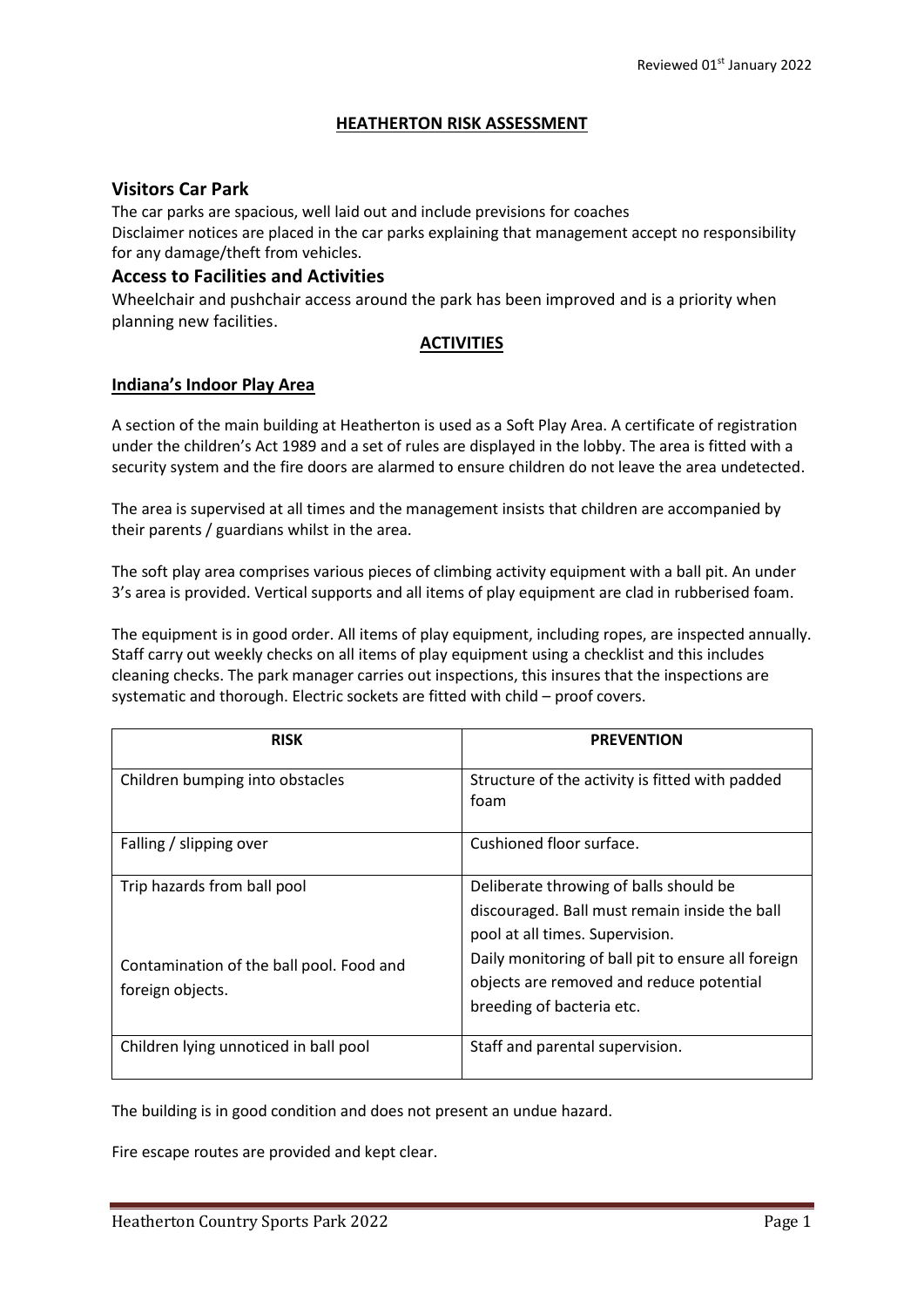Reviewed 01st January 2022

# HEATHERTON RISK ASSESSMENT

## Visitors Car Park

The car parks are spacious, well laid out and include previsions for coaches
Disclaimer notices are placed in the car parks explaining that management accept no responsibility for any damage/theft from vehicles.

## Access to Facilities and Activities

Wheelchair and pushchair access around the park has been improved and is a priority when planning new facilities.

## ACTIVITIES

### Indiana's Indoor Play Area

A section of the main building at Heatherton is used as a Soft Play Area. A certificate of registration under the children's Act 1989 and a set of rules are displayed in the lobby. The area is fitted with a security system and the fire doors are alarmed to ensure children do not leave the area undetected.

The area is supervised at all times and the management insists that children are accompanied by their parents / guardians whilst in the area.

The soft play area comprises various pieces of climbing activity equipment with a ball pit. An under 3's area is provided. Vertical supports and all items of play equipment are clad in rubberised foam.

The equipment is in good order. All items of play equipment, including ropes, are inspected annually. Staff carry out weekly checks on all items of play equipment using a checklist and this includes cleaning checks. The park manager carries out inspections, this insures that the inspections are systematic and thorough. Electric sockets are fitted with child – proof covers.

| RISK | PREVENTION |
|---|---|
| Children bumping into obstacles | Structure of the activity is fitted with padded foam |
| Falling / slipping over | Cushioned floor surface. |
| Trip hazards from ball pool | Deliberate throwing of balls should be discouraged. Ball must remain inside the ball pool at all times. Supervision. |
| Contamination of the ball pool. Food and foreign objects. | Daily monitoring of ball pit to ensure all foreign objects are removed and reduce potential breeding of bacteria etc. |
| Children lying unnoticed in ball pool | Staff and parental supervision. |

The building is in good condition and does not present an undue hazard.

Fire escape routes are provided and kept clear.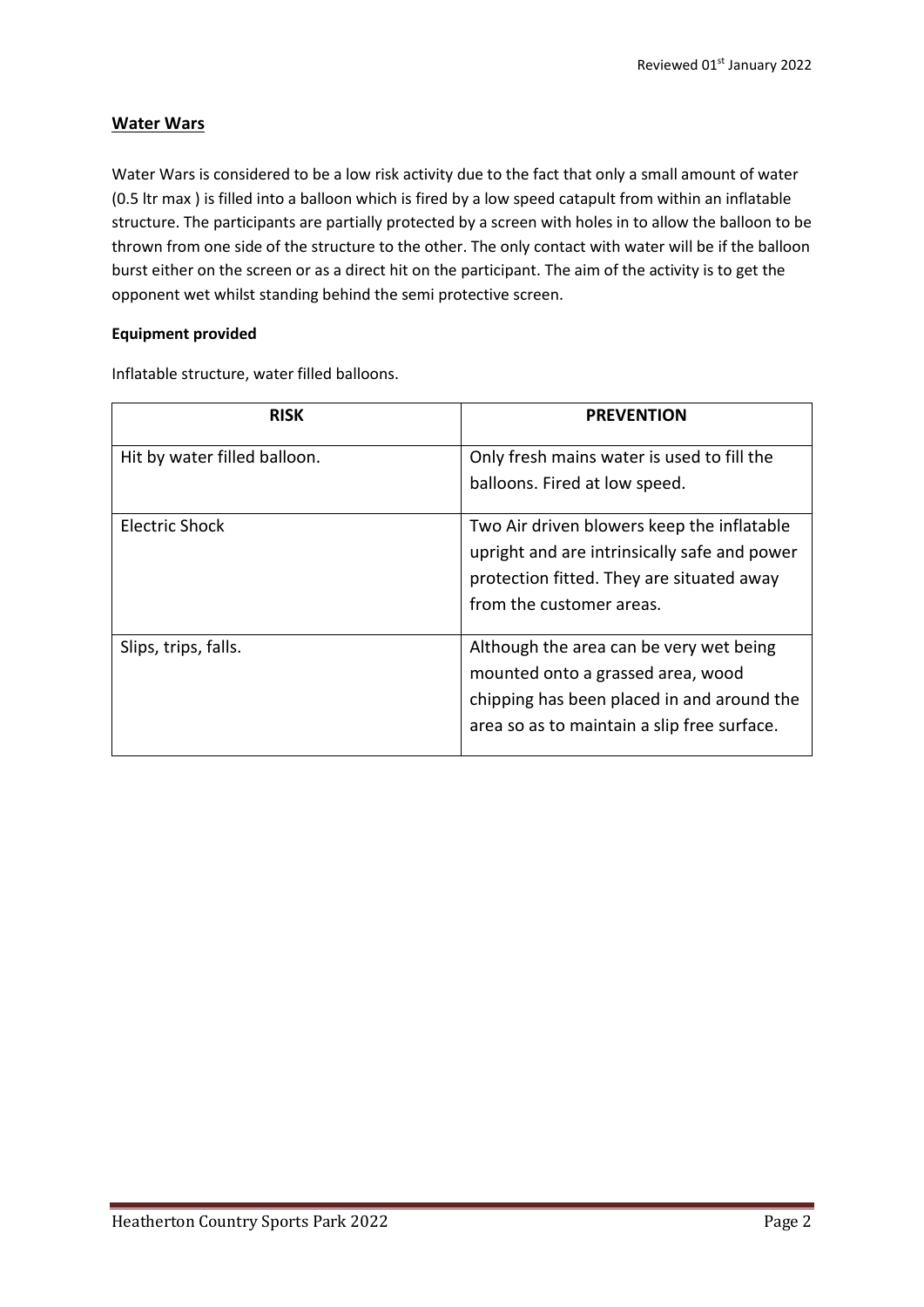## Water Wars

Water Wars is considered to be a low risk activity due to the fact that only a small amount of water (0.5 ltr max ) is filled into a balloon which is fired by a low speed catapult from within an inflatable structure. The participants are partially protected by a screen with holes in to allow the balloon to be thrown from one side of the structure to the other. The only contact with water will be if the balloon burst either on the screen or as a direct hit on the participant. The aim of the activity is to get the opponent wet whilst standing behind the semi protective screen.

**Equipment provided**

Inflatable structure, water filled balloons.

| RISK | PREVENTION |
|---|---|
| Hit by water filled balloon. | Only fresh mains water is used to fill the balloons. Fired at low speed. |
| Electric Shock | Two Air driven blowers keep the inflatable upright and are intrinsically safe and power protection fitted. They are situated away from the customer areas. |
| Slips, trips, falls. | Although the area can be very wet being mounted onto a grassed area, wood chipping has been placed in and around the area so as to maintain a slip free surface. |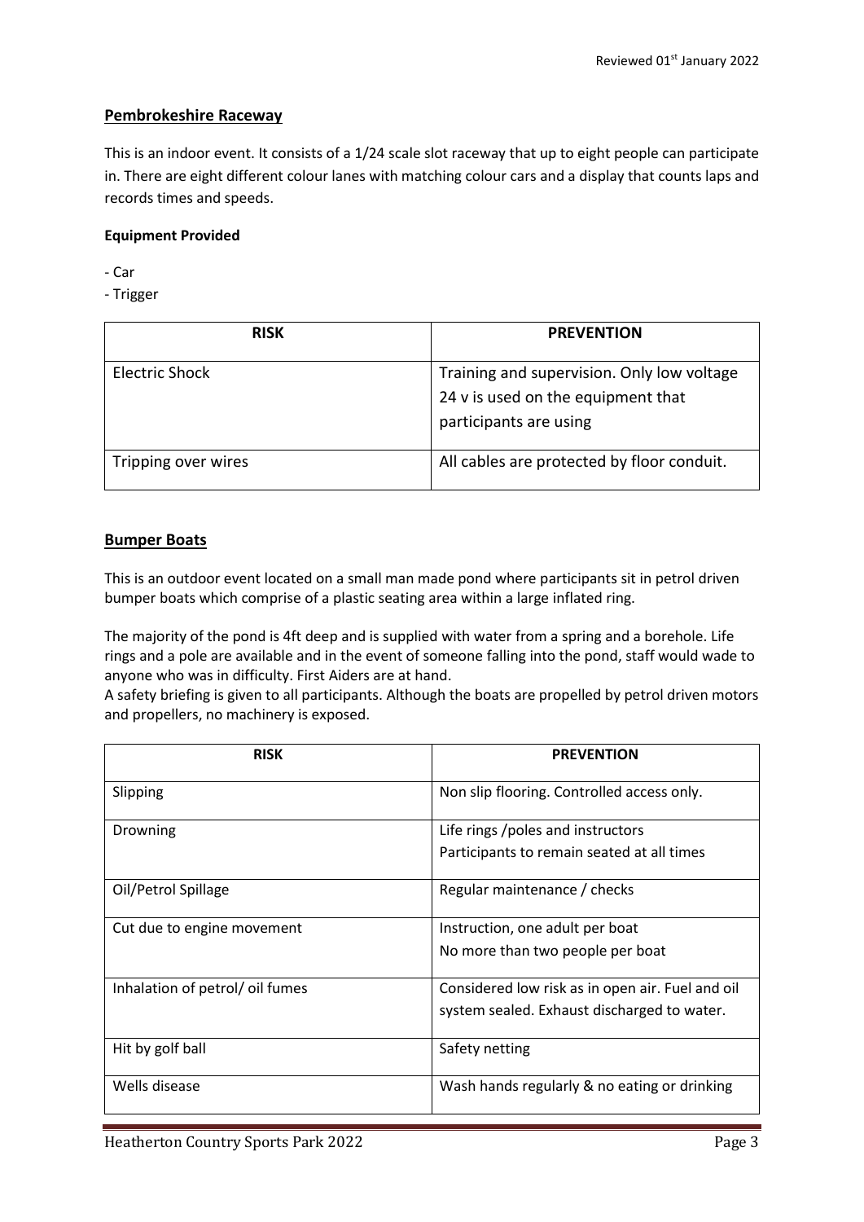Reviewed 01st January 2022

## Pembrokeshire Raceway

This is an indoor event. It consists of a 1/24 scale slot raceway that up to eight people can participate in. There are eight different colour lanes with matching colour cars and a display that counts laps and records times and speeds.

**Equipment Provided**

- Car
- Trigger

| RISK | PREVENTION |
|---|---|
| Electric Shock | Training and supervision. Only low voltage 24 v is used on the equipment that participants are using |
| Tripping over wires | All cables are protected by floor conduit. |

## Bumper Boats

This is an outdoor event located on a small man made pond where participants sit in petrol driven bumper boats which comprise of a plastic seating area within a large inflated ring.

The majority of the pond is 4ft deep and is supplied with water from a spring and a borehole. Life rings and a pole are available and in the event of someone falling into the pond, staff would wade to anyone who was in difficulty. First Aiders are at hand.
A safety briefing is given to all participants. Although the boats are propelled by petrol driven motors and propellers, no machinery is exposed.

| RISK | PREVENTION |
|---|---|
| Slipping | Non slip flooring. Controlled access only. |
| Drowning | Life rings /poles and instructors<br>Participants to remain seated at all times |
| Oil/Petrol Spillage | Regular maintenance / checks |
| Cut due to engine movement | Instruction, one adult per boat<br>No more than two people per boat |
| Inhalation of petrol/ oil fumes | Considered low risk as in open air. Fuel and oil system sealed. Exhaust discharged to water. |
| Hit by golf ball | Safety netting |
| Wells disease | Wash hands regularly & no eating or drinking |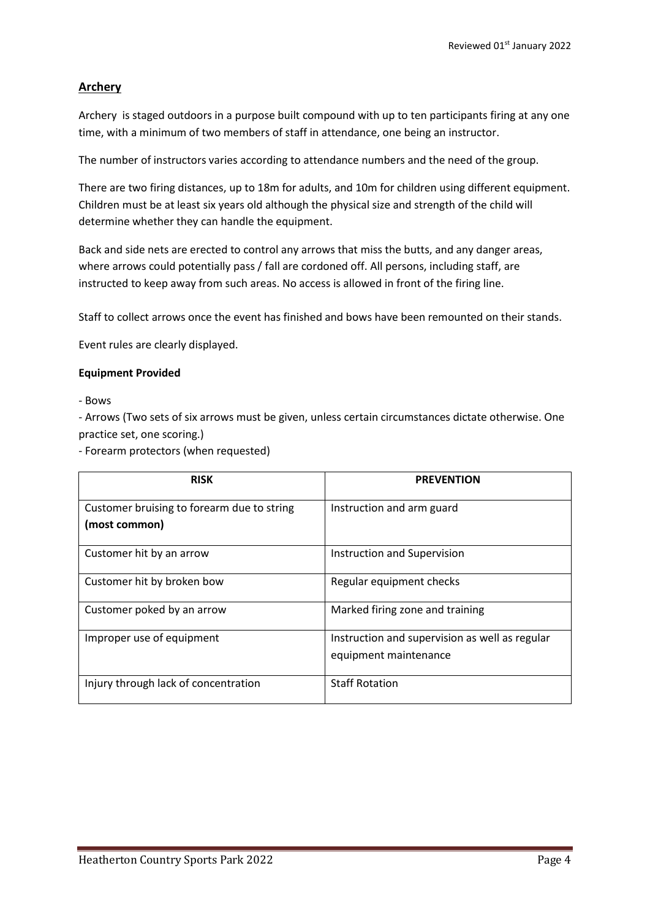## Archery

Archery is staged outdoors in a purpose built compound with up to ten participants firing at any one time, with a minimum of two members of staff in attendance, one being an instructor.

The number of instructors varies according to attendance numbers and the need of the group.

There are two firing distances, up to 18m for adults, and 10m for children using different equipment. Children must be at least six years old although the physical size and strength of the child will determine whether they can handle the equipment.

Back and side nets are erected to control any arrows that miss the butts, and any danger areas, where arrows could potentially pass / fall are cordoned off. All persons, including staff, are instructed to keep away from such areas. No access is allowed in front of the firing line.

Staff to collect arrows once the event has finished and bows have been remounted on their stands.

Event rules are clearly displayed.

**Equipment Provided**

- Bows
- Arrows (Two sets of six arrows must be given, unless certain circumstances dictate otherwise. One practice set, one scoring.)
- Forearm protectors (when requested)

| RISK | PREVENTION |
|---|---|
| Customer bruising to forearm due to string **(most common)** | Instruction and arm guard |
| Customer hit by an arrow | Instruction and Supervision |
| Customer hit by broken bow | Regular equipment checks |
| Customer poked by an arrow | Marked firing zone and training |
| Improper use of equipment | Instruction and supervision as well as regular equipment maintenance |
| Injury through lack of concentration | Staff Rotation |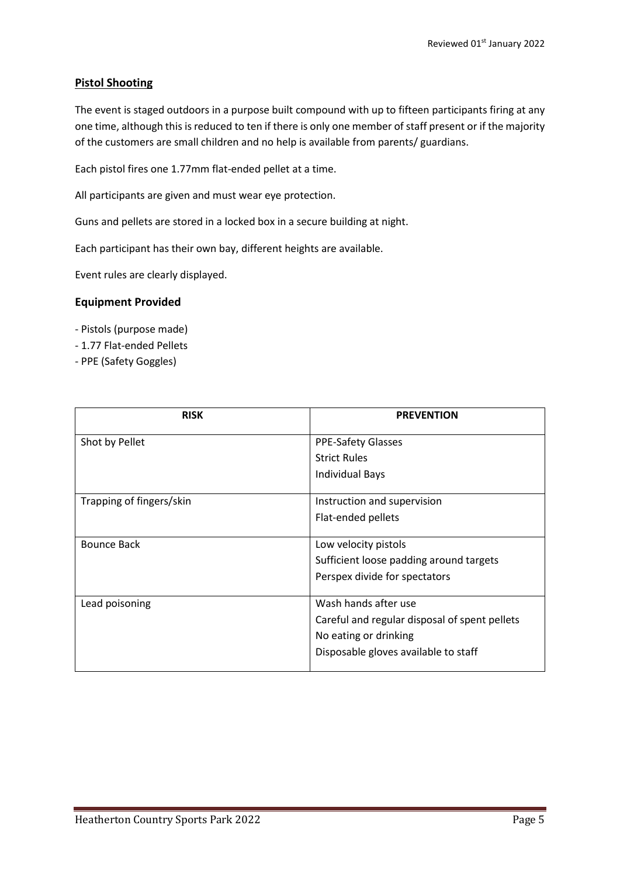## Pistol Shooting

The event is staged outdoors in a purpose built compound with up to fifteen participants firing at any one time, although this is reduced to ten if there is only one member of staff present or if the majority of the customers are small children and no help is available from parents/ guardians.

Each pistol fires one 1.77mm flat-ended pellet at a time.

All participants are given and must wear eye protection.

Guns and pellets are stored in a locked box in a secure building at night.

Each participant has their own bay, different heights are available.

Event rules are clearly displayed.

### Equipment Provided

- Pistols (purpose made)
- 1.77 Flat-ended Pellets
- PPE (Safety Goggles)

| RISK | PREVENTION |
|---|---|
| Shot by Pellet | PPE-Safety Glasses<br>Strict Rules<br>Individual Bays |
| Trapping of fingers/skin | Instruction and supervision<br>Flat-ended pellets |
| Bounce Back | Low velocity pistols<br>Sufficient loose padding around targets<br>Perspex divide for spectators |
| Lead poisoning | Wash hands after use<br>Careful and regular disposal of spent pellets<br>No eating or drinking<br>Disposable gloves available to staff |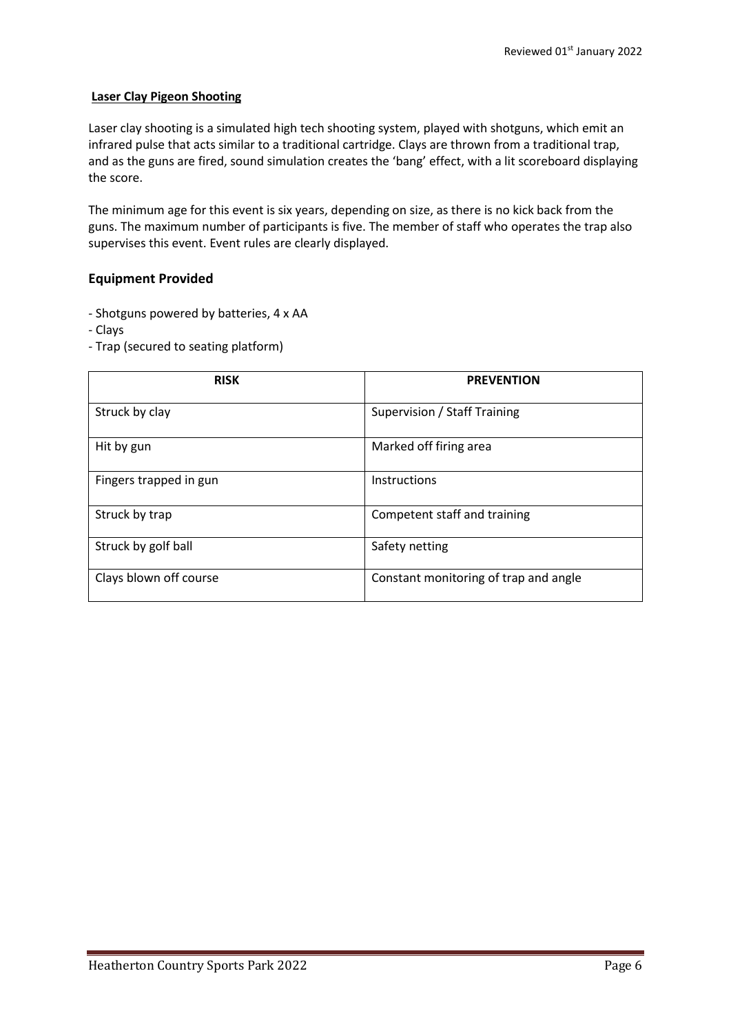**Laser Clay Pigeon Shooting**

Laser clay shooting is a simulated high tech shooting system, played with shotguns, which emit an infrared pulse that acts similar to a traditional cartridge. Clays are thrown from a traditional trap, and as the guns are fired, sound simulation creates the 'bang' effect, with a lit scoreboard displaying the score.

The minimum age for this event is six years, depending on size, as there is no kick back from the guns. The maximum number of participants is five. The member of staff who operates the trap also supervises this event. Event rules are clearly displayed.

## Equipment Provided

- Shotguns powered by batteries, 4 x AA
- Clays
- Trap (secured to seating platform)

| RISK | PREVENTION |
|---|---|
| Struck by clay | Supervision / Staff Training |
| Hit by gun | Marked off firing area |
| Fingers trapped in gun | Instructions |
| Struck by trap | Competent staff and training |
| Struck by golf ball | Safety netting |
| Clays blown off course | Constant monitoring of trap and angle |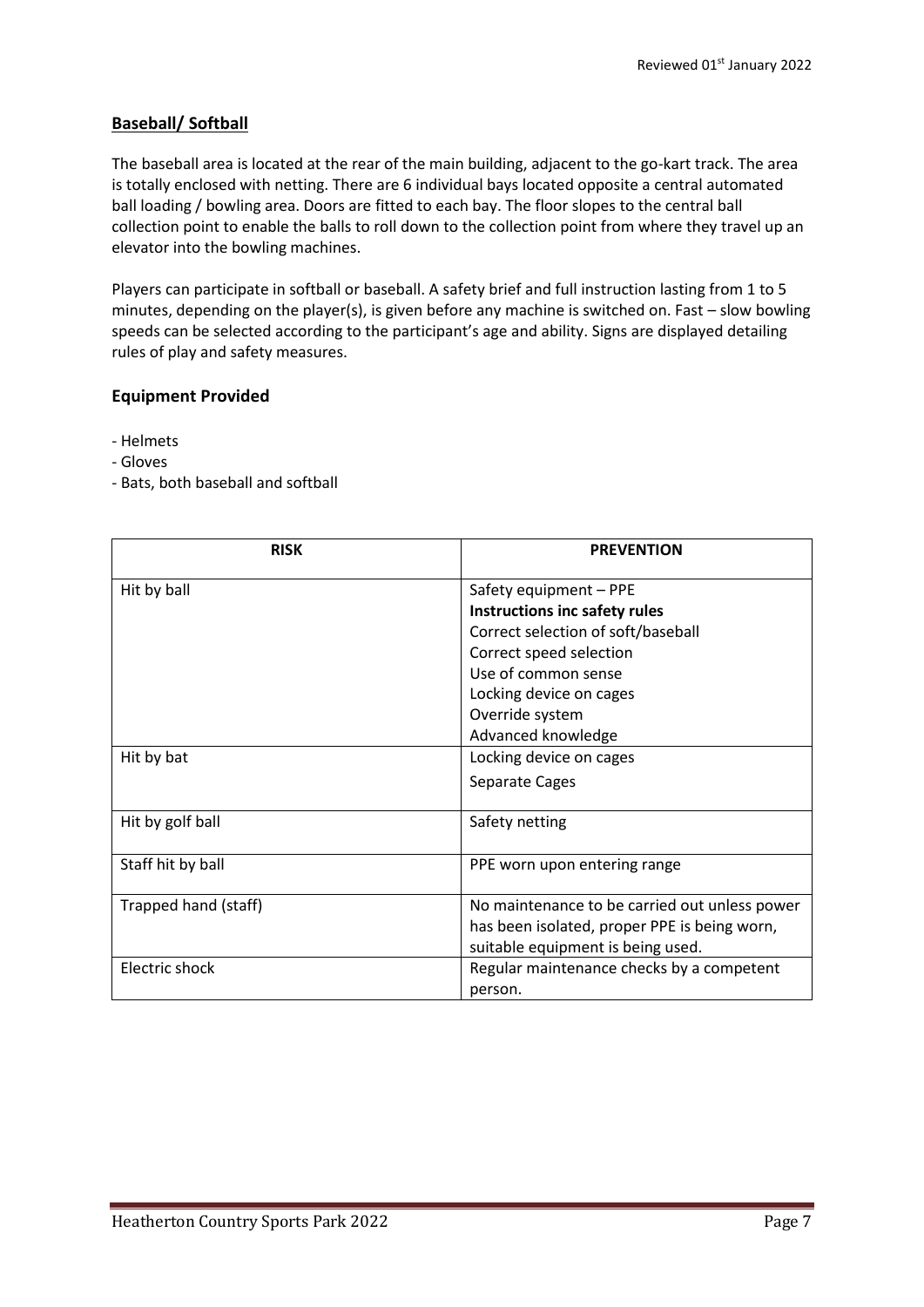## Baseball/ Softball

The baseball area is located at the rear of the main building, adjacent to the go-kart track. The area is totally enclosed with netting. There are 6 individual bays located opposite a central automated ball loading / bowling area. Doors are fitted to each bay. The floor slopes to the central ball collection point to enable the balls to roll down to the collection point from where they travel up an elevator into the bowling machines.

Players can participate in softball or baseball. A safety brief and full instruction lasting from 1 to 5 minutes, depending on the player(s), is given before any machine is switched on. Fast – slow bowling speeds can be selected according to the participant's age and ability. Signs are displayed detailing rules of play and safety measures.

### Equipment Provided

- Helmets
- Gloves
- Bats, both baseball and softball

| RISK | PREVENTION |
|---|---|
| Hit by ball | Safety equipment – PPE<br>**Instructions inc safety rules**<br>Correct selection of soft/baseball<br>Correct speed selection<br>Use of common sense<br>Locking device on cages<br>Override system<br>Advanced knowledge |
| Hit by bat | Locking device on cages<br>Separate Cages |
| Hit by golf ball | Safety netting |
| Staff hit by ball | PPE worn upon entering range |
| Trapped hand (staff) | No maintenance to be carried out unless power has been isolated, proper PPE is being worn, suitable equipment is being used. |
| Electric shock | Regular maintenance checks by a competent person. |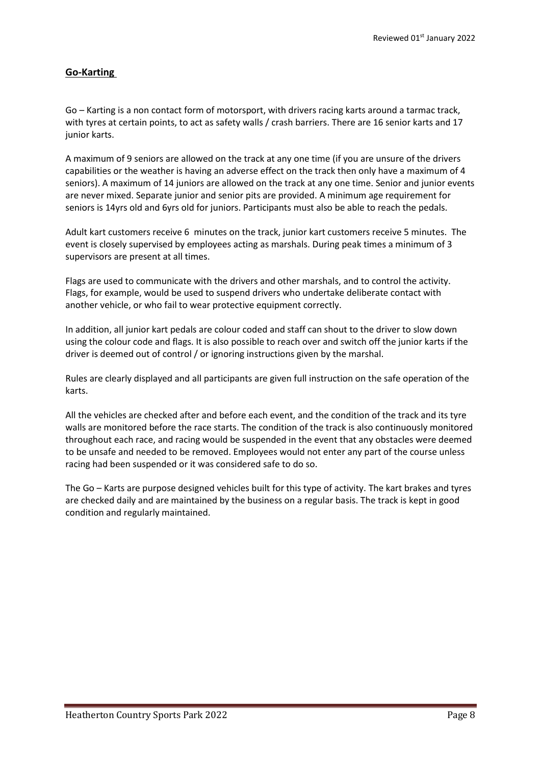## Go-Karting

Go – Karting is a non contact form of motorsport, with drivers racing karts around a tarmac track, with tyres at certain points, to act as safety walls / crash barriers. There are 16 senior karts and 17 junior karts.

A maximum of 9 seniors are allowed on the track at any one time (if you are unsure of the drivers capabilities or the weather is having an adverse effect on the track then only have a maximum of 4 seniors). A maximum of 14 juniors are allowed on the track at any one time. Senior and junior events are never mixed. Separate junior and senior pits are provided. A minimum age requirement for seniors is 14yrs old and 6yrs old for juniors. Participants must also be able to reach the pedals.

Adult kart customers receive 6 minutes on the track, junior kart customers receive 5 minutes. The event is closely supervised by employees acting as marshals. During peak times a minimum of 3 supervisors are present at all times.

Flags are used to communicate with the drivers and other marshals, and to control the activity. Flags, for example, would be used to suspend drivers who undertake deliberate contact with another vehicle, or who fail to wear protective equipment correctly.

In addition, all junior kart pedals are colour coded and staff can shout to the driver to slow down using the colour code and flags. It is also possible to reach over and switch off the junior karts if the driver is deemed out of control / or ignoring instructions given by the marshal.

Rules are clearly displayed and all participants are given full instruction on the safe operation of the karts.

All the vehicles are checked after and before each event, and the condition of the track and its tyre walls are monitored before the race starts. The condition of the track is also continuously monitored throughout each race, and racing would be suspended in the event that any obstacles were deemed to be unsafe and needed to be removed. Employees would not enter any part of the course unless racing had been suspended or it was considered safe to do so.

The Go – Karts are purpose designed vehicles built for this type of activity. The kart brakes and tyres are checked daily and are maintained by the business on a regular basis. The track is kept in good condition and regularly maintained.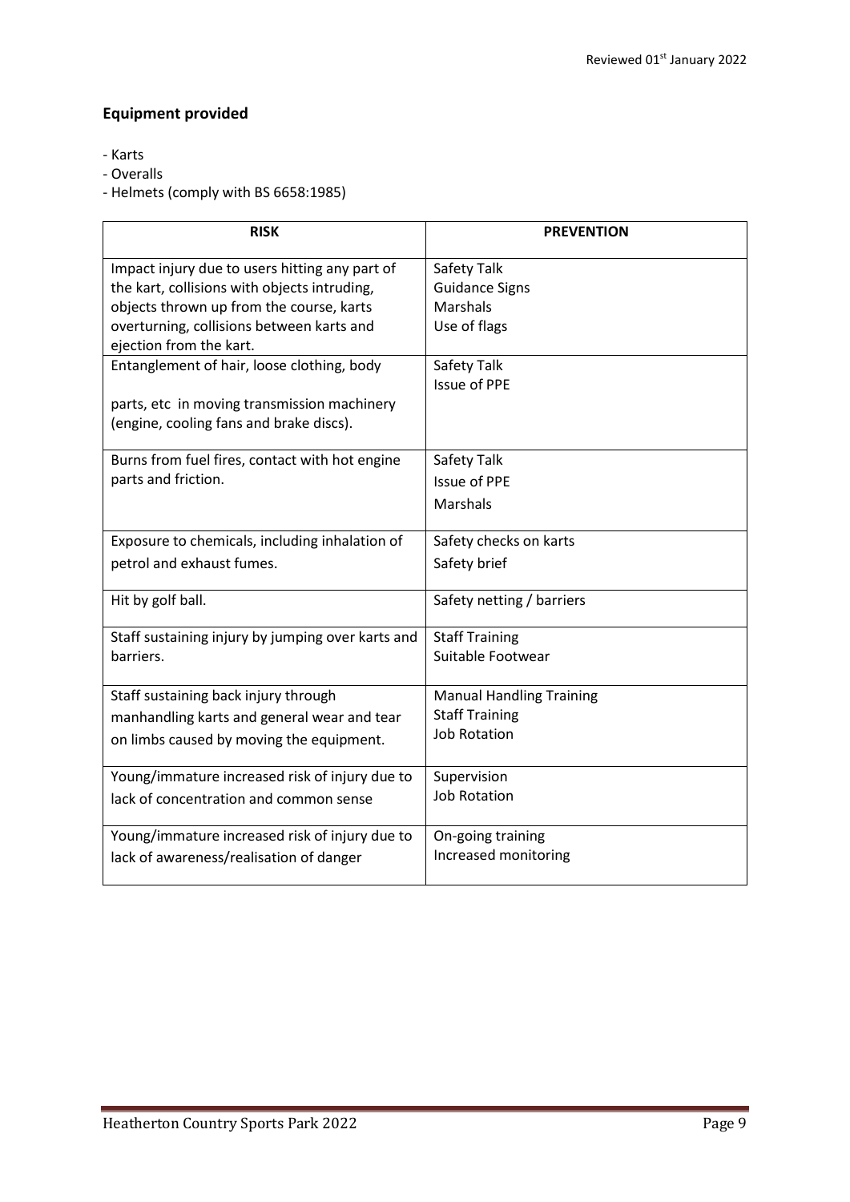## Equipment provided

- Karts
- Overalls
- Helmets (comply with BS 6658:1985)

| RISK | PREVENTION |
|---|---|
| Impact injury due to users hitting any part of the kart, collisions with objects intruding, objects thrown up from the course, karts overturning, collisions between karts and ejection from the kart. | Safety Talk<br>Guidance Signs<br>Marshals<br>Use of flags |
| Entanglement of hair, loose clothing, body<br><br>parts, etc in moving transmission machinery (engine, cooling fans and brake discs). | Safety Talk<br>Issue of PPE |
| Burns from fuel fires, contact with hot engine parts and friction. | Safety Talk<br>Issue of PPE<br>Marshals |
| Exposure to chemicals, including inhalation of petrol and exhaust fumes. | Safety checks on karts<br>Safety brief |
| Hit by golf ball. | Safety netting / barriers |
| Staff sustaining injury by jumping over karts and barriers. | Staff Training<br>Suitable Footwear |
| Staff sustaining back injury through manhandling karts and general wear and tear on limbs caused by moving the equipment. | Manual Handling Training<br>Staff Training<br>Job Rotation |
| Young/immature increased risk of injury due to lack of concentration and common sense | Supervision<br>Job Rotation |
| Young/immature increased risk of injury due to lack of awareness/realisation of danger | On-going training<br>Increased monitoring |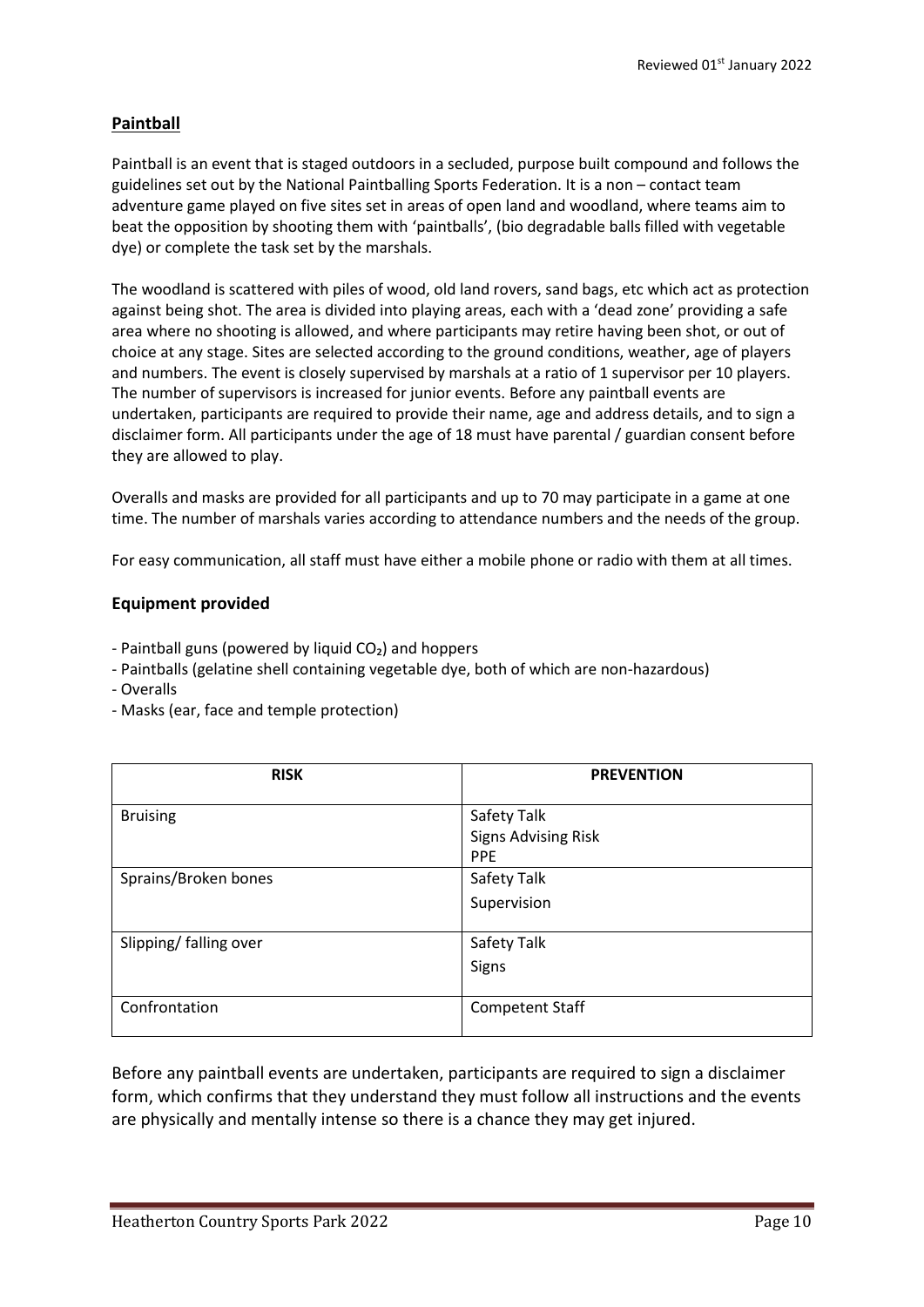## **Paintball**

Paintball is an event that is staged outdoors in a secluded, purpose built compound and follows the guidelines set out by the National Paintballing Sports Federation. It is a non – contact team adventure game played on five sites set in areas of open land and woodland, where teams aim to beat the opposition by shooting them with 'paintballs', (bio degradable balls filled with vegetable dye) or complete the task set by the marshals.

The woodland is scattered with piles of wood, old land rovers, sand bags, etc which act as protection against being shot. The area is divided into playing areas, each with a 'dead zone' providing a safe area where no shooting is allowed, and where participants may retire having been shot, or out of choice at any stage. Sites are selected according to the ground conditions, weather, age of players and numbers. The event is closely supervised by marshals at a ratio of 1 supervisor per 10 players. The number of supervisors is increased for junior events. Before any paintball events are undertaken, participants are required to provide their name, age and address details, and to sign a disclaimer form. All participants under the age of 18 must have parental / guardian consent before they are allowed to play.

Overalls and masks are provided for all participants and up to 70 may participate in a game at one time. The number of marshals varies according to attendance numbers and the needs of the group.

For easy communication, all staff must have either a mobile phone or radio with them at all times.

### Equipment provided

- Paintball guns (powered by liquid $CO_2$) and hoppers
- Paintballs (gelatine shell containing vegetable dye, both of which are non-hazardous)
- Overalls
- Masks (ear, face and temple protection)

| RISK | PREVENTION |
|---|---|
| Bruising | Safety Talk<br>Signs Advising Risk<br>PPE |
| Sprains/Broken bones | Safety Talk<br>Supervision |
| Slipping/ falling over | Safety Talk<br>Signs |
| Confrontation | Competent Staff |

Before any paintball events are undertaken, participants are required to sign a disclaimer form, which confirms that they understand they must follow all instructions and the events are physically and mentally intense so there is a chance they may get injured.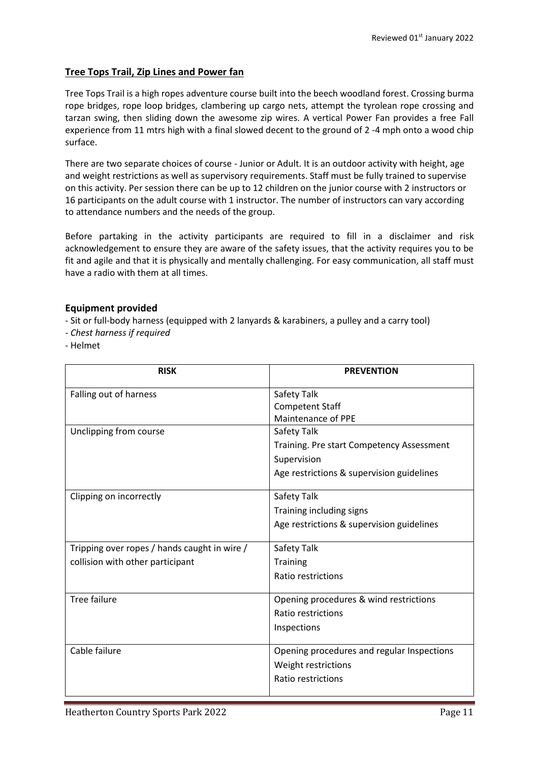## Tree Tops Trail, Zip Lines and Power fan

Tree Tops Trail is a high ropes adventure course built into the beech woodland forest. Crossing burma rope bridges, rope loop bridges, clambering up cargo nets, attempt the tyrolean rope crossing and tarzan swing, then sliding down the awesome zip wires. A vertical Power Fan provides a free Fall experience from 11 mtrs high with a final slowed decent to the ground of 2 -4 mph onto a wood chip surface.

There are two separate choices of course - Junior or Adult. It is an outdoor activity with height, age and weight restrictions as well as supervisory requirements. Staff must be fully trained to supervise on this activity. Per session there can be up to 12 children on the junior course with 2 instructors or 16 participants on the adult course with 1 instructor. The number of instructors can vary according to attendance numbers and the needs of the group.

Before partaking in the activity participants are required to fill in a disclaimer and risk acknowledgement to ensure they are aware of the safety issues, that the activity requires you to be fit and agile and that it is physically and mentally challenging. For easy communication, all staff must have a radio with them at all times.

### Equipment provided

- Sit or full-body harness (equipped with 2 lanyards & karabiners, a pulley and a carry tool)
- *Chest harness if required*
- Helmet

| RISK | PREVENTION |
|---|---|
| Falling out of harness | Safety Talk<br>Competent Staff<br>Maintenance of PPE |
| Unclipping from course | Safety Talk<br>Training. Pre start Competency Assessment<br>Supervision<br>Age restrictions & supervision guidelines |
| Clipping on incorrectly | Safety Talk<br>Training including signs<br>Age restrictions & supervision guidelines |
| Tripping over ropes / hands caught in wire / collision with other participant | Safety Talk<br>Training<br>Ratio restrictions |
| Tree failure | Opening procedures & wind restrictions<br>Ratio restrictions<br>Inspections |
| Cable failure | Opening procedures and regular Inspections<br>Weight restrictions<br>Ratio restrictions |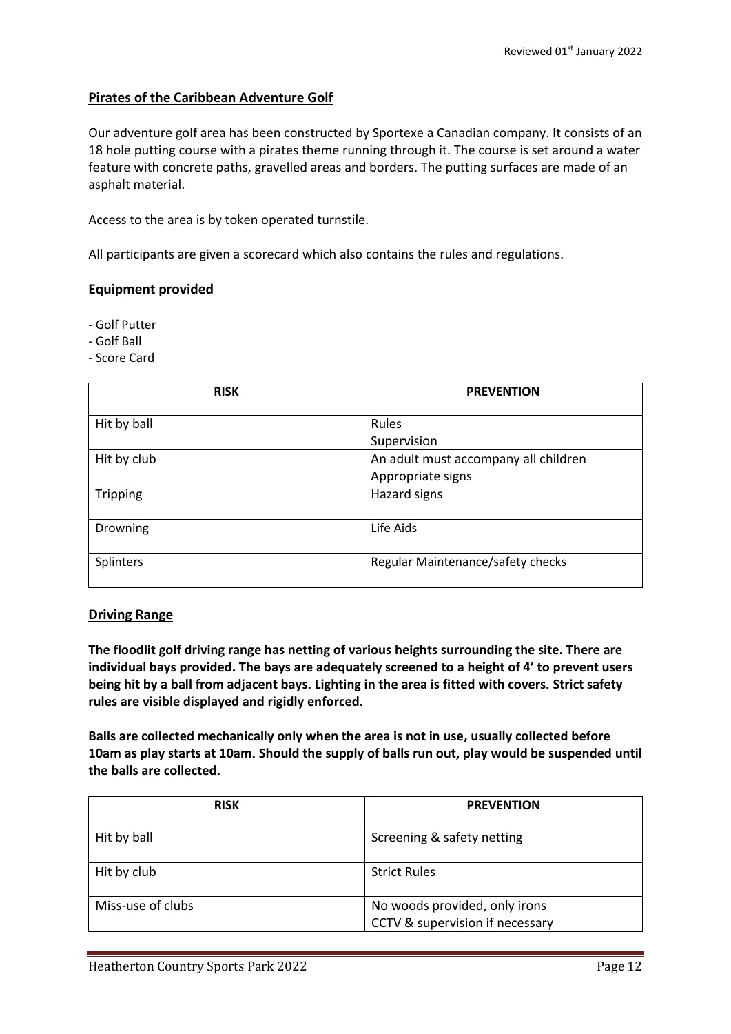## Pirates of the Caribbean Adventure Golf

Our adventure golf area has been constructed by Sportexe a Canadian company. It consists of an 18 hole putting course with a pirates theme running through it. The course is set around a water feature with concrete paths, gravelled areas and borders. The putting surfaces are made of an asphalt material.

Access to the area is by token operated turnstile.

All participants are given a scorecard which also contains the rules and regulations.

### Equipment provided

- Golf Putter
- Golf Ball
- Score Card

| RISK | PREVENTION |
|---|---|
| Hit by ball | Rules<br>Supervision |
| Hit by club | An adult must accompany all children<br>Appropriate signs |
| Tripping | Hazard signs |
| Drowning | Life Aids |
| Splinters | Regular Maintenance/safety checks |

## Driving Range

**The floodlit golf driving range has netting of various heights surrounding the site. There are individual bays provided. The bays are adequately screened to a height of 4' to prevent users being hit by a ball from adjacent bays. Lighting in the area is fitted with covers. Strict safety rules are visible displayed and rigidly enforced.**

**Balls are collected mechanically only when the area is not in use, usually collected before 10am as play starts at 10am. Should the supply of balls run out, play would be suspended until the balls are collected.**

| RISK | PREVENTION |
|---|---|
| Hit by ball | Screening & safety netting |
| Hit by club | Strict Rules |
| Miss-use of clubs | No woods provided, only irons<br>CCTV & supervision if necessary |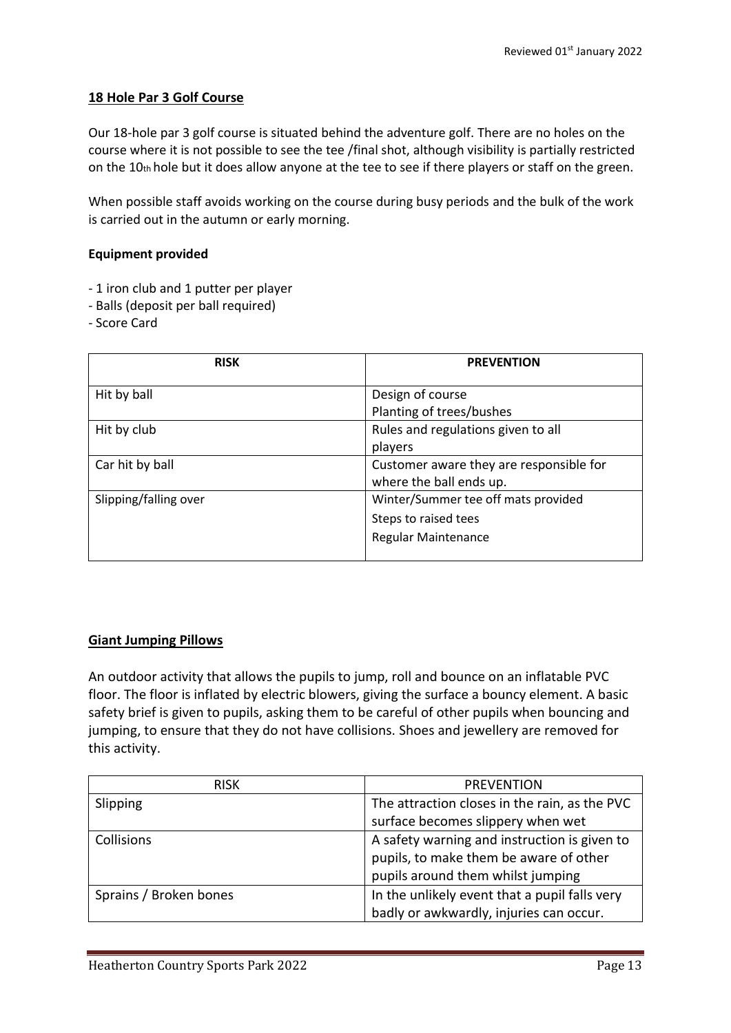## 18 Hole Par 3 Golf Course

Our 18-hole par 3 golf course is situated behind the adventure golf. There are no holes on the course where it is not possible to see the tee /final shot, although visibility is partially restricted on the 10th hole but it does allow anyone at the tee to see if there players or staff on the green.

When possible staff avoids working on the course during busy periods and the bulk of the work is carried out in the autumn or early morning.

**Equipment provided**

- 1 iron club and 1 putter per player
- Balls (deposit per ball required)
- Score Card

| RISK | PREVENTION |
| --- | --- |
| Hit by ball | Design of course<br>Planting of trees/bushes |
| Hit by club | Rules and regulations given to all players |
| Car hit by ball | Customer aware they are responsible for where the ball ends up. |
| Slipping/falling over | Winter/Summer tee off mats provided<br>Steps to raised tees<br>Regular Maintenance |

## Giant Jumping Pillows

An outdoor activity that allows the pupils to jump, roll and bounce on an inflatable PVC floor. The floor is inflated by electric blowers, giving the surface a bouncy element. A basic safety brief is given to pupils, asking them to be careful of other pupils when bouncing and jumping, to ensure that they do not have collisions. Shoes and jewellery are removed for this activity.

| RISK | PREVENTION |
| --- | --- |
| Slipping | The attraction closes in the rain, as the PVC surface becomes slippery when wet |
| Collisions | A safety warning and instruction is given to pupils, to make them be aware of other pupils around them whilst jumping |
| Sprains / Broken bones | In the unlikely event that a pupil falls very badly or awkwardly, injuries can occur. |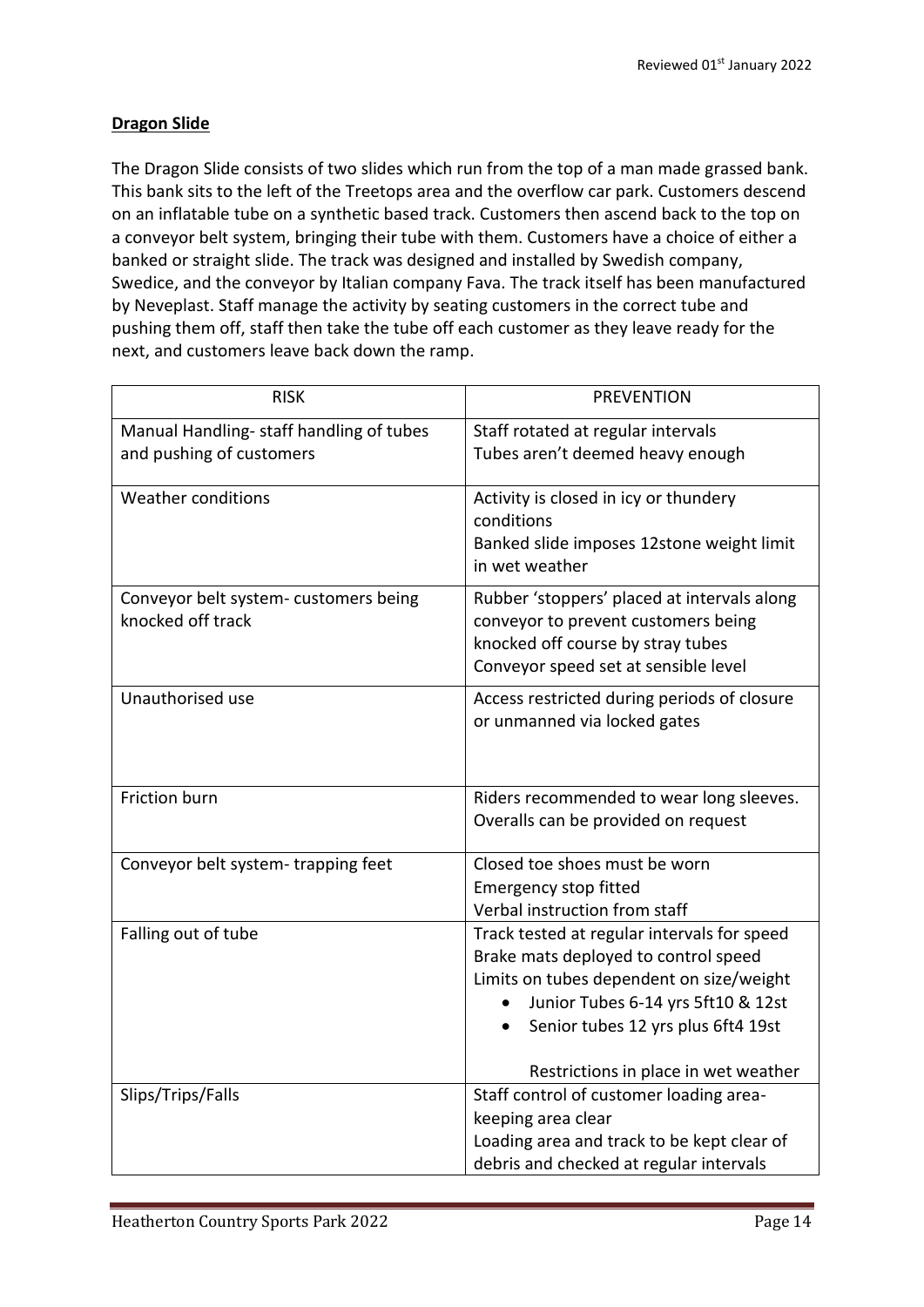## Dragon Slide

The Dragon Slide consists of two slides which run from the top of a man made grassed bank. This bank sits to the left of the Treetops area and the overflow car park. Customers descend on an inflatable tube on a synthetic based track. Customers then ascend back to the top on a conveyor belt system, bringing their tube with them. Customers have a choice of either a banked or straight slide. The track was designed and installed by Swedish company, Swedice, and the conveyor by Italian company Fava. The track itself has been manufactured by Neveplast. Staff manage the activity by seating customers in the correct tube and pushing them off, staff then take the tube off each customer as they leave ready for the next, and customers leave back down the ramp.

| RISK | PREVENTION |
|---|---|
| Manual Handling- staff handling of tubes and pushing of customers | Staff rotated at regular intervals<br>Tubes aren't deemed heavy enough |
| Weather conditions | Activity is closed in icy or thundery conditions<br>Banked slide imposes 12stone weight limit in wet weather |
| Conveyor belt system- customers being knocked off track | Rubber 'stoppers' placed at intervals along conveyor to prevent customers being knocked off course by stray tubes<br>Conveyor speed set at sensible level |
| Unauthorised use | Access restricted during periods of closure or unmanned via locked gates |
| Friction burn | Riders recommended to wear long sleeves.<br>Overalls can be provided on request |
| Conveyor belt system- trapping feet | Closed toe shoes must be worn<br>Emergency stop fitted<br>Verbal instruction from staff |
| Falling out of tube | Track tested at regular intervals for speed<br>Brake mats deployed to control speed<br>Limits on tubes dependent on size/weight<br>• Junior Tubes 6-14 yrs 5ft10 & 12st<br>• Senior tubes 12 yrs plus 6ft4 19st<br><br>Restrictions in place in wet weather |
| Slips/Trips/Falls | Staff control of customer loading area- keeping area clear<br>Loading area and track to be kept clear of debris and checked at regular intervals |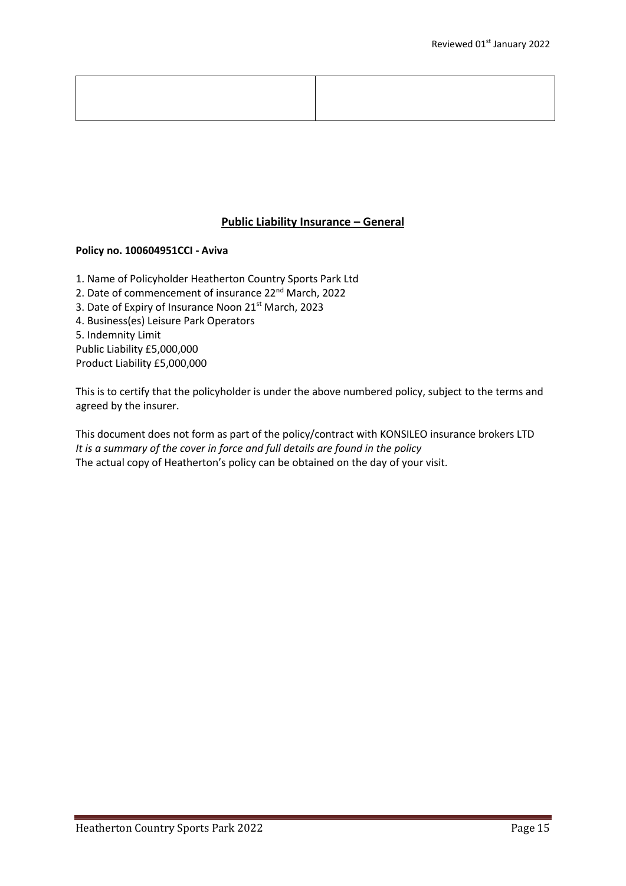| | |
|---|---|
| | |

**Public Liability Insurance – General**

**Policy no. 100604951CCI - Aviva**

1. Name of Policyholder Heatherton Country Sports Park Ltd
2. Date of commencement of insurance 22nd March, 2022
3. Date of Expiry of Insurance Noon 21st March, 2023
4. Business(es) Leisure Park Operators
5. Indemnity Limit

Public Liability £5,000,000
Product Liability £5,000,000

This is to certify that the policyholder is under the above numbered policy, subject to the terms and agreed by the insurer.

This document does not form as part of the policy/contract with KONSILEO insurance brokers LTD
*It is a summary of the cover in force and full details are found in the policy*
The actual copy of Heatherton's policy can be obtained on the day of your visit.